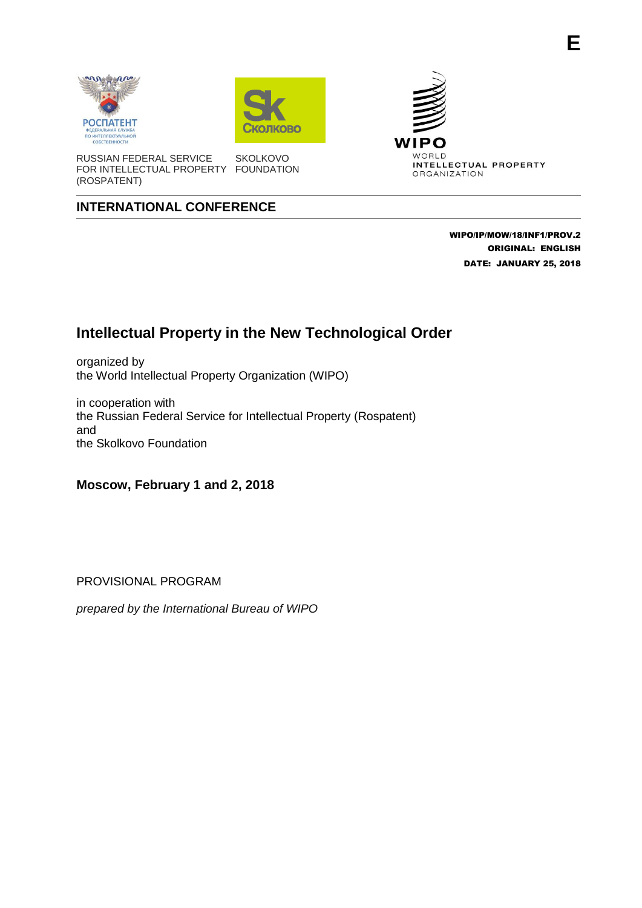E

RUSSIAN FEDERAL SERVICE FOR INTELLECTUAL PROPERTY (ROSPATENT)

SKOLKOVO FOUNDATION

WIPO
WORLD INTELLECTUAL PROPERTY ORGANIZATION

**INTERNATIONAL CONFERENCE**

**WIPO/IP/MOW/18/INF1/PROV.2**
**ORIGINAL: ENGLISH**
**DATE: JANUARY 25, 2018**

# Intellectual Property in the New Technological Order

organized by
the World Intellectual Property Organization (WIPO)

in cooperation with
the Russian Federal Service for Intellectual Property (Rospatent)
and
the Skolkovo Foundation

**Moscow, February 1 and 2, 2018**

PROVISIONAL PROGRAM

*prepared by the International Bureau of WIPO*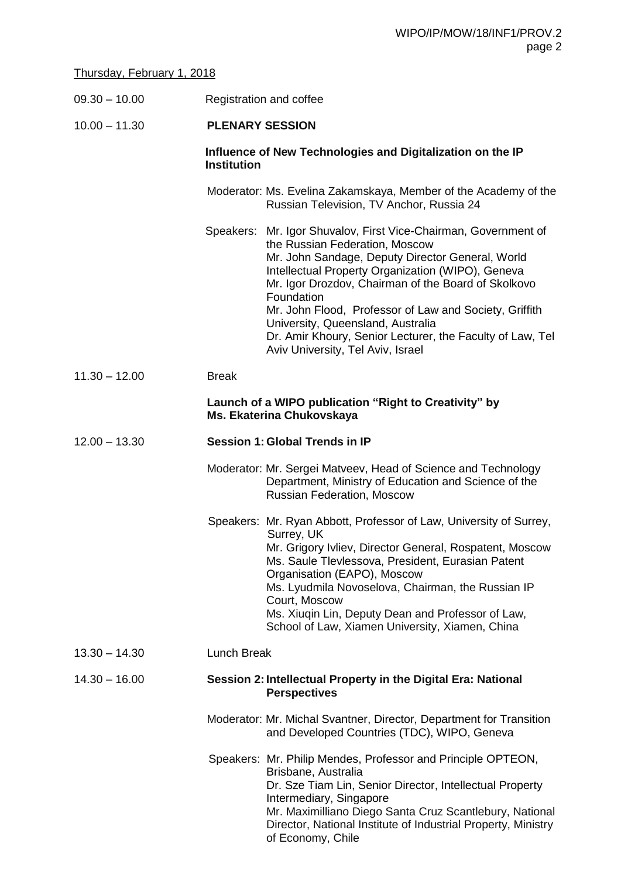Thursday, February 1, 2018

09.30 – 10.00 Registration and coffee

10.00 – 11.30 **PLENARY SESSION**

**Influence of New Technologies and Digitalization on the IP Institution**

Moderator: Ms. Evelina Zakamskaya, Member of the Academy of the Russian Television, TV Anchor, Russia 24

Speakers: Mr. Igor Shuvalov, First Vice-Chairman, Government of the Russian Federation, Moscow
Mr. John Sandage, Deputy Director General, World Intellectual Property Organization (WIPO), Geneva
Mr. Igor Drozdov, Chairman of the Board of Skolkovo Foundation
Mr. John Flood, Professor of Law and Society, Griffith University, Queensland, Australia
Dr. Amir Khoury, Senior Lecturer, the Faculty of Law, Tel Aviv University, Tel Aviv, Israel

11.30 – 12.00 Break

**Launch of a WIPO publication "Right to Creativity" by Ms. Ekaterina Chukovskaya**

12.00 – 13.30 **Session 1: Global Trends in IP**

Moderator: Mr. Sergei Matveev, Head of Science and Technology Department, Ministry of Education and Science of the Russian Federation, Moscow

Speakers: Mr. Ryan Abbott, Professor of Law, University of Surrey, Surrey, UK
Mr. Grigory Ivliev, Director General, Rospatent, Moscow
Ms. Saule Tlevlessova, President, Eurasian Patent Organisation (EAPO), Moscow
Ms. Lyudmila Novoselova, Chairman, the Russian IP Court, Moscow
Ms. Xiuqin Lin, Deputy Dean and Professor of Law, School of Law, Xiamen University, Xiamen, China

13.30 – 14.30 Lunch Break

14.30 – 16.00 **Session 2: Intellectual Property in the Digital Era: National Perspectives**

Moderator: Mr. Michal Svantner, Director, Department for Transition and Developed Countries (TDC), WIPO, Geneva

Speakers: Mr. Philip Mendes, Professor and Principle OPTEON, Brisbane, Australia
Dr. Sze Tiam Lin, Senior Director, Intellectual Property Intermediary, Singapore
Mr. Maximilliano Diego Santa Cruz Scantlebury, National Director, National Institute of Industrial Property, Ministry of Economy, Chile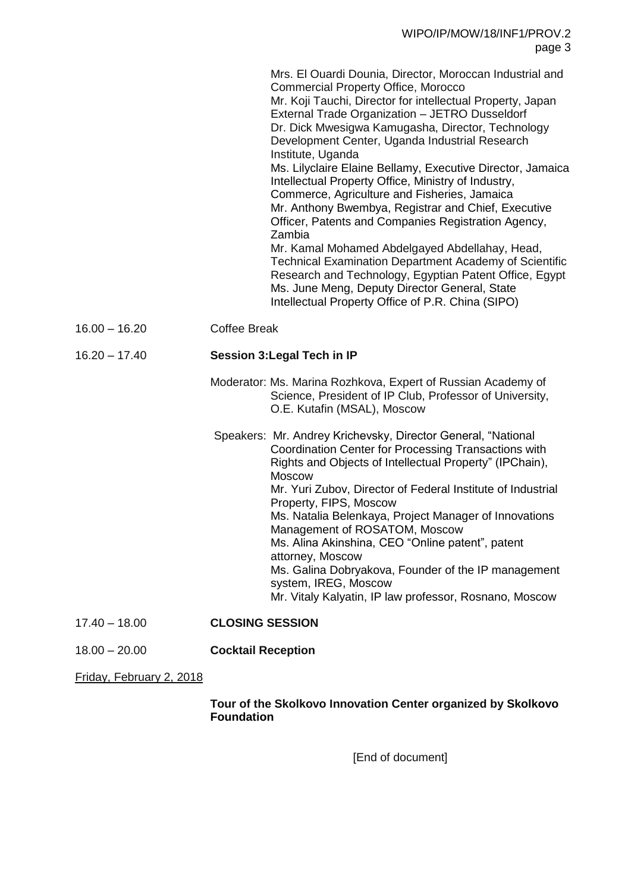Mrs. El Ouardi Dounia, Director, Moroccan Industrial and Commercial Property Office, Morocco
Mr. Koji Tauchi, Director for intellectual Property, Japan External Trade Organization – JETRO Dusseldorf
Dr. Dick Mwesigwa Kamugasha, Director, Technology Development Center, Uganda Industrial Research Institute, Uganda
Ms. Lilyclaire Elaine Bellamy, Executive Director, Jamaica Intellectual Property Office, Ministry of Industry, Commerce, Agriculture and Fisheries, Jamaica
Mr. Anthony Bwembya, Registrar and Chief, Executive Officer, Patents and Companies Registration Agency, Zambia
Mr. Kamal Mohamed Abdelgayed Abdellahay, Head, Technical Examination Department Academy of Scientific Research and Technology, Egyptian Patent Office, Egypt
Ms. June Meng, Deputy Director General, State Intellectual Property Office of P.R. China (SIPO)

16.00 – 16.20 Coffee Break

16.20 – 17.40 **Session 3:Legal Tech in IP**

Moderator: Ms. Marina Rozhkova, Expert of Russian Academy of Science, President of IP Club, Professor of University, O.E. Kutafin (MSAL), Moscow

Speakers: Mr. Andrey Krichevsky, Director General, "National Coordination Center for Processing Transactions with Rights and Objects of Intellectual Property" (IPChain), Moscow
Mr. Yuri Zubov, Director of Federal Institute of Industrial Property, FIPS, Moscow
Ms. Natalia Belenkaya, Project Manager of Innovations Management of ROSATOM, Moscow
Ms. Alina Akinshina, CEO "Online patent", patent attorney, Moscow
Ms. Galina Dobryakova, Founder of the IP management system, IREG, Moscow
Mr. Vitaly Kalyatin, IP law professor, Rosnano, Moscow

17.40 – 18.00 **CLOSING SESSION**

18.00 – 20.00 **Cocktail Reception**

Friday, February 2, 2018

**Tour of the Skolkovo Innovation Center organized by Skolkovo Foundation**

[End of document]